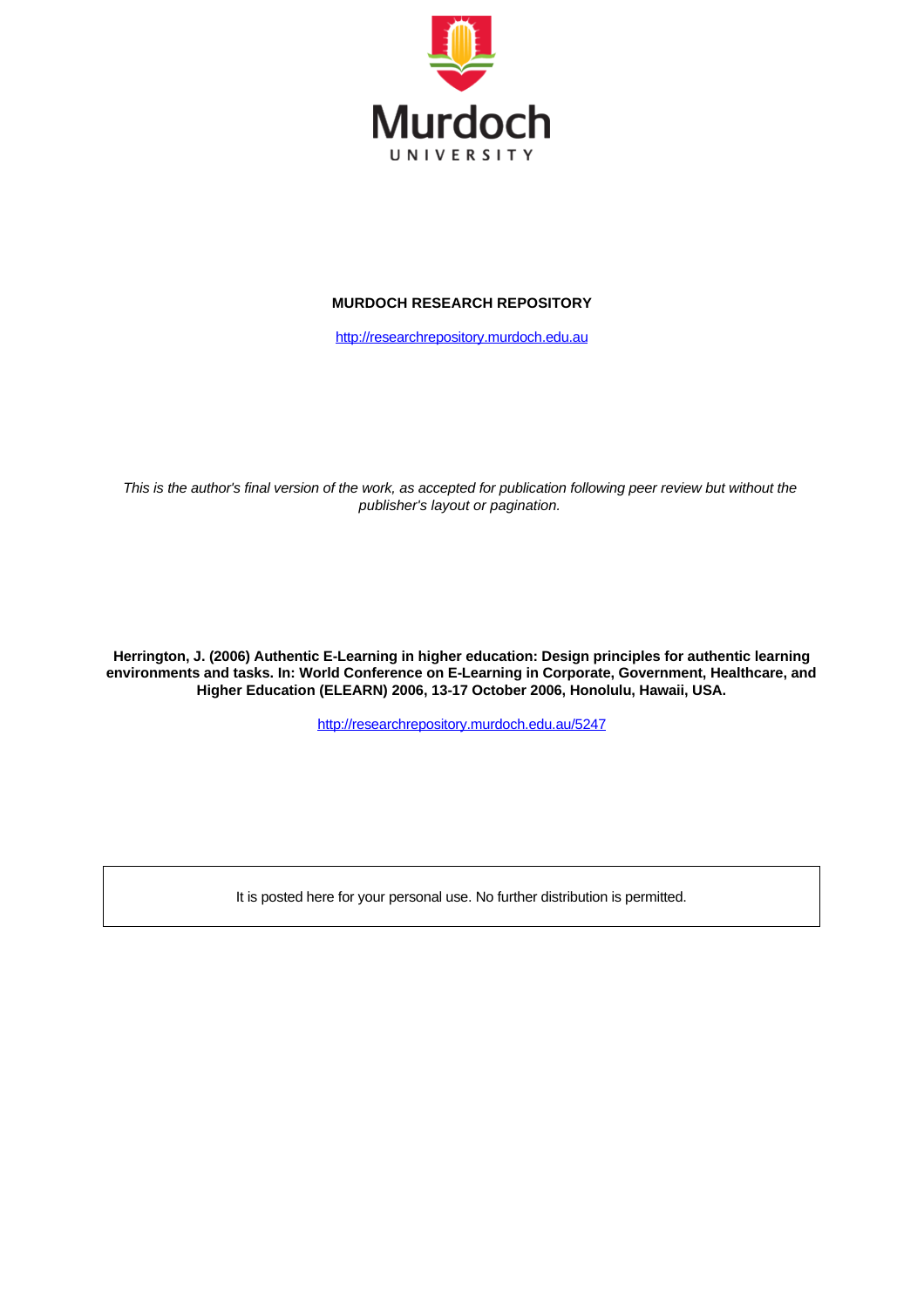Murdoch UNIVERSITY

**MURDOCH RESEARCH REPOSITORY**

http://researchrepository.murdoch.edu.au

*This is the author's final version of the work, as accepted for publication following peer review but without the publisher's layout or pagination.*

**Herrington, J. (2006) Authentic E-Learning in higher education: Design principles for authentic learning environments and tasks. In: World Conference on E-Learning in Corporate, Government, Healthcare, and Higher Education (ELEARN) 2006, 13-17 October 2006, Honolulu, Hawaii, USA.**

http://researchrepository.murdoch.edu.au/5247

It is posted here for your personal use. No further distribution is permitted.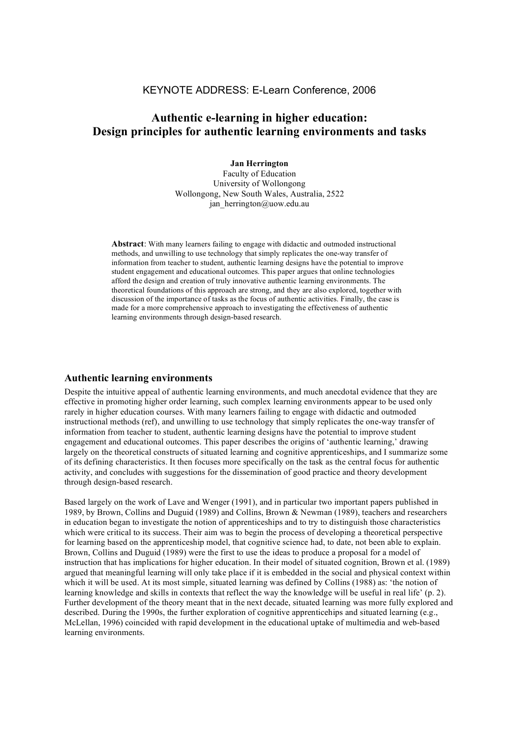KEYNOTE ADDRESS: E-Learn Conference, 2006

# Authentic e-learning in higher education: Design principles for authentic learning environments and tasks

**Jan Herrington**
Faculty of Education
University of Wollongong
Wollongong, New South Wales, Australia, 2522
jan_herrington@uow.edu.au

**Abstract**: With many learners failing to engage with didactic and outmoded instructional methods, and unwilling to use technology that simply replicates the one-way transfer of information from teacher to student, authentic learning designs have the potential to improve student engagement and educational outcomes. This paper argues that online technologies afford the design and creation of truly innovative authentic learning environments. The theoretical foundations of this approach are strong, and they are also explored, together with discussion of the importance of tasks as the focus of authentic activities. Finally, the case is made for a more comprehensive approach to investigating the effectiveness of authentic learning environments through design-based research.

## Authentic learning environments

Despite the intuitive appeal of authentic learning environments, and much anecdotal evidence that they are effective in promoting higher order learning, such complex learning environments appear to be used only rarely in higher education courses. With many learners failing to engage with didactic and outmoded instructional methods (ref), and unwilling to use technology that simply replicates the one-way transfer of information from teacher to student, authentic learning designs have the potential to improve student engagement and educational outcomes. This paper describes the origins of 'authentic learning,' drawing largely on the theoretical constructs of situated learning and cognitive apprenticeships, and I summarize some of its defining characteristics. It then focuses more specifically on the task as the central focus for authentic activity, and concludes with suggestions for the dissemination of good practice and theory development through design-based research.

Based largely on the work of Lave and Wenger (1991), and in particular two important papers published in 1989, by Brown, Collins and Duguid (1989) and Collins, Brown & Newman (1989), teachers and researchers in education began to investigate the notion of apprenticeships and to try to distinguish those characteristics which were critical to its success. Their aim was to begin the process of developing a theoretical perspective for learning based on the apprenticeship model, that cognitive science had, to date, not been able to explain. Brown, Collins and Duguid (1989) were the first to use the ideas to produce a proposal for a model of instruction that has implications for higher education. In their model of situated cognition, Brown et al. (1989) argued that meaningful learning will only take place if it is embedded in the social and physical context within which it will be used. At its most simple, situated learning was defined by Collins (1988) as: 'the notion of learning knowledge and skills in contexts that reflect the way the knowledge will be useful in real life' (p. 2). Further development of the theory meant that in the next decade, situated learning was more fully explored and described. During the 1990s, the further exploration of cognitive apprenticehips and situated learning (e.g., McLellan, 1996) coincided with rapid development in the educational uptake of multimedia and web-based learning environments.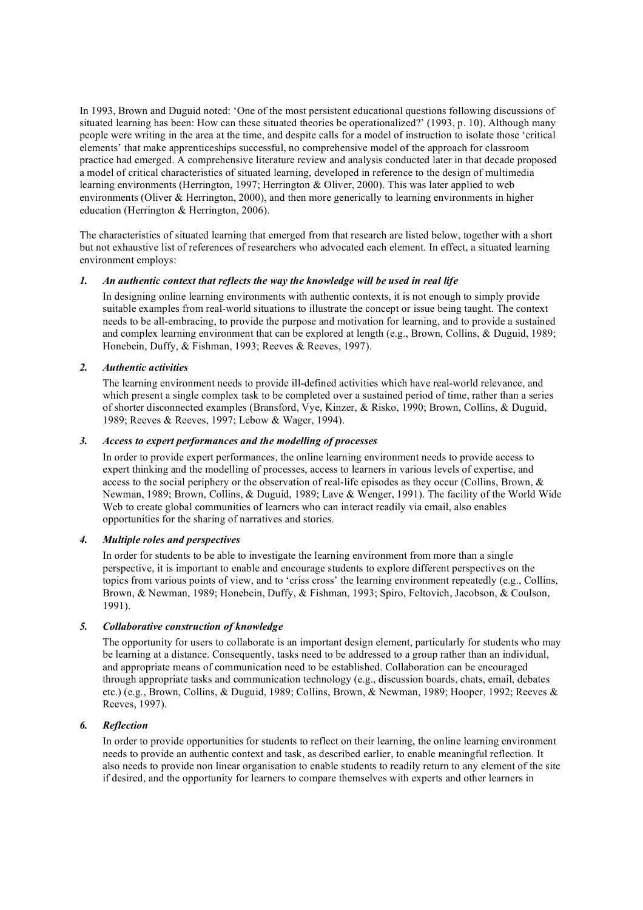In 1993, Brown and Duguid noted: 'One of the most persistent educational questions following discussions of situated learning has been: How can these situated theories be operationalized?' (1993, p. 10). Although many people were writing in the area at the time, and despite calls for a model of instruction to isolate those 'critical elements' that make apprenticeships successful, no comprehensive model of the approach for classroom practice had emerged. A comprehensive literature review and analysis conducted later in that decade proposed a model of critical characteristics of situated learning, developed in reference to the design of multimedia learning environments (Herrington, 1997; Herrington & Oliver, 2000). This was later applied to web environments (Oliver & Herrington, 2000), and then more generically to learning environments in higher education (Herrington & Herrington, 2006).

The characteristics of situated learning that emerged from that research are listed below, together with a short but not exhaustive list of references of researchers who advocated each element. In effect, a situated learning environment employs:

1. ***An authentic context that reflects the way the knowledge will be used in real life***

   In designing online learning environments with authentic contexts, it is not enough to simply provide suitable examples from real-world situations to illustrate the concept or issue being taught. The context needs to be all-embracing, to provide the purpose and motivation for learning, and to provide a sustained and complex learning environment that can be explored at length (e.g., Brown, Collins, & Duguid, 1989; Honebein, Duffy, & Fishman, 1993; Reeves & Reeves, 1997).

2. ***Authentic activities***

   The learning environment needs to provide ill-defined activities which have real-world relevance, and which present a single complex task to be completed over a sustained period of time, rather than a series of shorter disconnected examples (Bransford, Vye, Kinzer, & Risko, 1990; Brown, Collins, & Duguid, 1989; Reeves & Reeves, 1997; Lebow & Wager, 1994).

3. ***Access to expert performances and the modelling of processes***

   In order to provide expert performances, the online learning environment needs to provide access to expert thinking and the modelling of processes, access to learners in various levels of expertise, and access to the social periphery or the observation of real-life episodes as they occur (Collins, Brown, & Newman, 1989; Brown, Collins, & Duguid, 1989; Lave & Wenger, 1991). The facility of the World Wide Web to create global communities of learners who can interact readily via email, also enables opportunities for the sharing of narratives and stories.

4. ***Multiple roles and perspectives***

   In order for students to be able to investigate the learning environment from more than a single perspective, it is important to enable and encourage students to explore different perspectives on the topics from various points of view, and to 'criss cross' the learning environment repeatedly (e.g., Collins, Brown, & Newman, 1989; Honebein, Duffy, & Fishman, 1993; Spiro, Feltovich, Jacobson, & Coulson, 1991).

5. ***Collaborative construction of knowledge***

   The opportunity for users to collaborate is an important design element, particularly for students who may be learning at a distance. Consequently, tasks need to be addressed to a group rather than an individual, and appropriate means of communication need to be established. Collaboration can be encouraged through appropriate tasks and communication technology (e.g., discussion boards, chats, email, debates etc.) (e.g., Brown, Collins, & Duguid, 1989; Collins, Brown, & Newman, 1989; Hooper, 1992; Reeves & Reeves, 1997).

6. ***Reflection***

   In order to provide opportunities for students to reflect on their learning, the online learning environment needs to provide an authentic context and task, as described earlier, to enable meaningful reflection. It also needs to provide non linear organisation to enable students to readily return to any element of the site if desired, and the opportunity for learners to compare themselves with experts and other learners in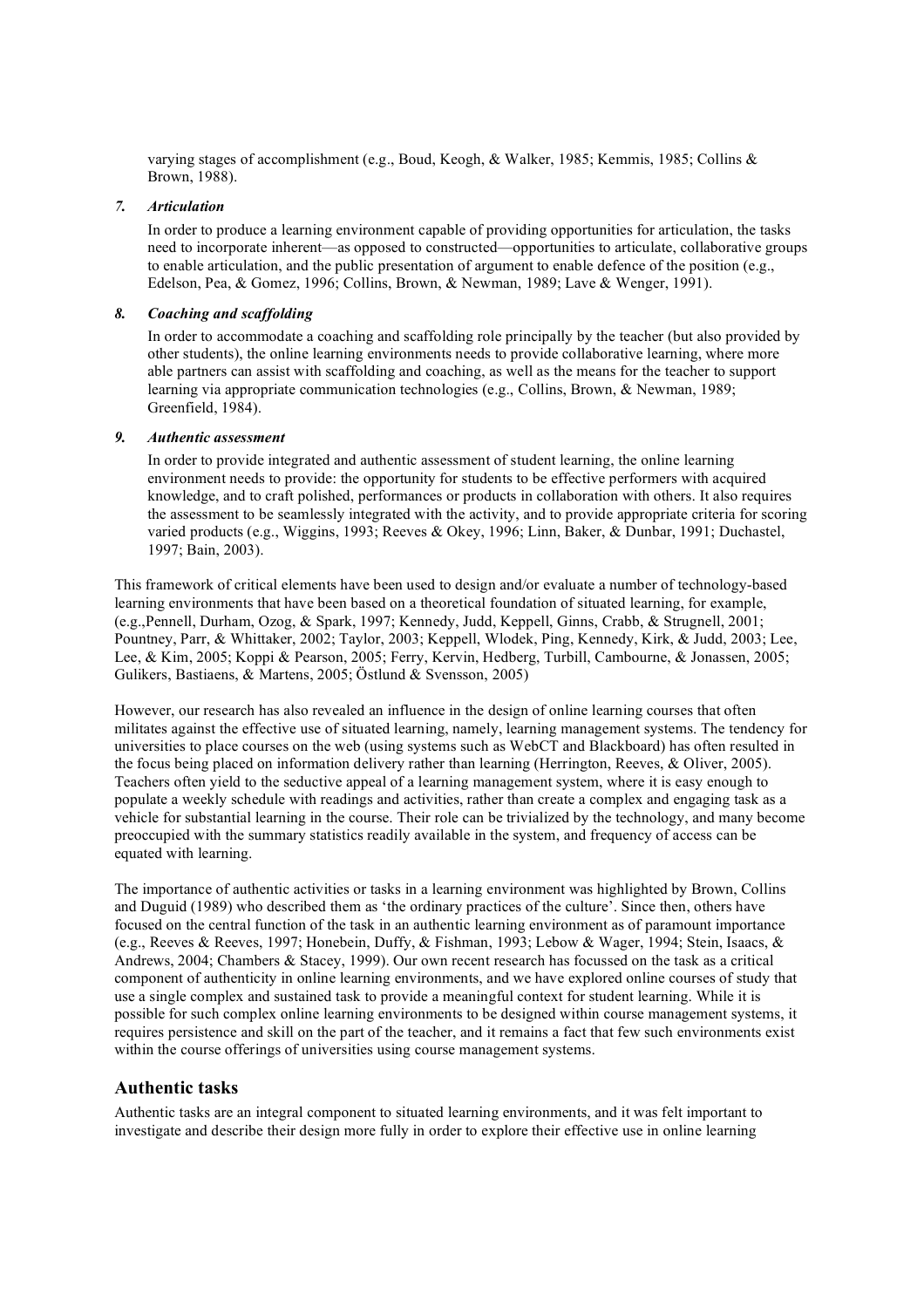varying stages of accomplishment (e.g., Boud, Keogh, & Walker, 1985; Kemmis, 1985; Collins & Brown, 1988).

7. ***Articulation***

   In order to produce a learning environment capable of providing opportunities for articulation, the tasks need to incorporate inherent—as opposed to constructed—opportunities to articulate, collaborative groups to enable articulation, and the public presentation of argument to enable defence of the position (e.g., Edelson, Pea, & Gomez, 1996; Collins, Brown, & Newman, 1989; Lave & Wenger, 1991).

8. ***Coaching and scaffolding***

   In order to accommodate a coaching and scaffolding role principally by the teacher (but also provided by other students), the online learning environments needs to provide collaborative learning, where more able partners can assist with scaffolding and coaching, as well as the means for the teacher to support learning via appropriate communication technologies (e.g., Collins, Brown, & Newman, 1989; Greenfield, 1984).

9. ***Authentic assessment***

   In order to provide integrated and authentic assessment of student learning, the online learning environment needs to provide: the opportunity for students to be effective performers with acquired knowledge, and to craft polished, performances or products in collaboration with others. It also requires the assessment to be seamlessly integrated with the activity, and to provide appropriate criteria for scoring varied products (e.g., Wiggins, 1993; Reeves & Okey, 1996; Linn, Baker, & Dunbar, 1991; Duchastel, 1997; Bain, 2003).

This framework of critical elements have been used to design and/or evaluate a number of technology-based learning environments that have been based on a theoretical foundation of situated learning, for example, (e.g.,Pennell, Durham, Ozog, & Spark, 1997; Kennedy, Judd, Keppell, Ginns, Crabb, & Strugnell, 2001; Pountney, Parr, & Whittaker, 2002; Taylor, 2003; Keppell, Wlodek, Ping, Kennedy, Kirk, & Judd, 2003; Lee, Lee, & Kim, 2005; Koppi & Pearson, 2005; Ferry, Kervin, Hedberg, Turbill, Cambourne, & Jonassen, 2005; Gulikers, Bastiaens, & Martens, 2005; Östlund & Svensson, 2005)

However, our research has also revealed an influence in the design of online learning courses that often militates against the effective use of situated learning, namely, learning management systems. The tendency for universities to place courses on the web (using systems such as WebCT and Blackboard) has often resulted in the focus being placed on information delivery rather than learning (Herrington, Reeves, & Oliver, 2005). Teachers often yield to the seductive appeal of a learning management system, where it is easy enough to populate a weekly schedule with readings and activities, rather than create a complex and engaging task as a vehicle for substantial learning in the course. Their role can be trivialized by the technology, and many become preoccupied with the summary statistics readily available in the system, and frequency of access can be equated with learning.

The importance of authentic activities or tasks in a learning environment was highlighted by Brown, Collins and Duguid (1989) who described them as 'the ordinary practices of the culture'. Since then, others have focused on the central function of the task in an authentic learning environment as of paramount importance (e.g., Reeves & Reeves, 1997; Honebein, Duffy, & Fishman, 1993; Lebow & Wager, 1994; Stein, Isaacs, & Andrews, 2004; Chambers & Stacey, 1999). Our own recent research has focussed on the task as a critical component of authenticity in online learning environments, and we have explored online courses of study that use a single complex and sustained task to provide a meaningful context for student learning. While it is possible for such complex online learning environments to be designed within course management systems, it requires persistence and skill on the part of the teacher, and it remains a fact that few such environments exist within the course offerings of universities using course management systems.

## Authentic tasks

Authentic tasks are an integral component to situated learning environments, and it was felt important to investigate and describe their design more fully in order to explore their effective use in online learning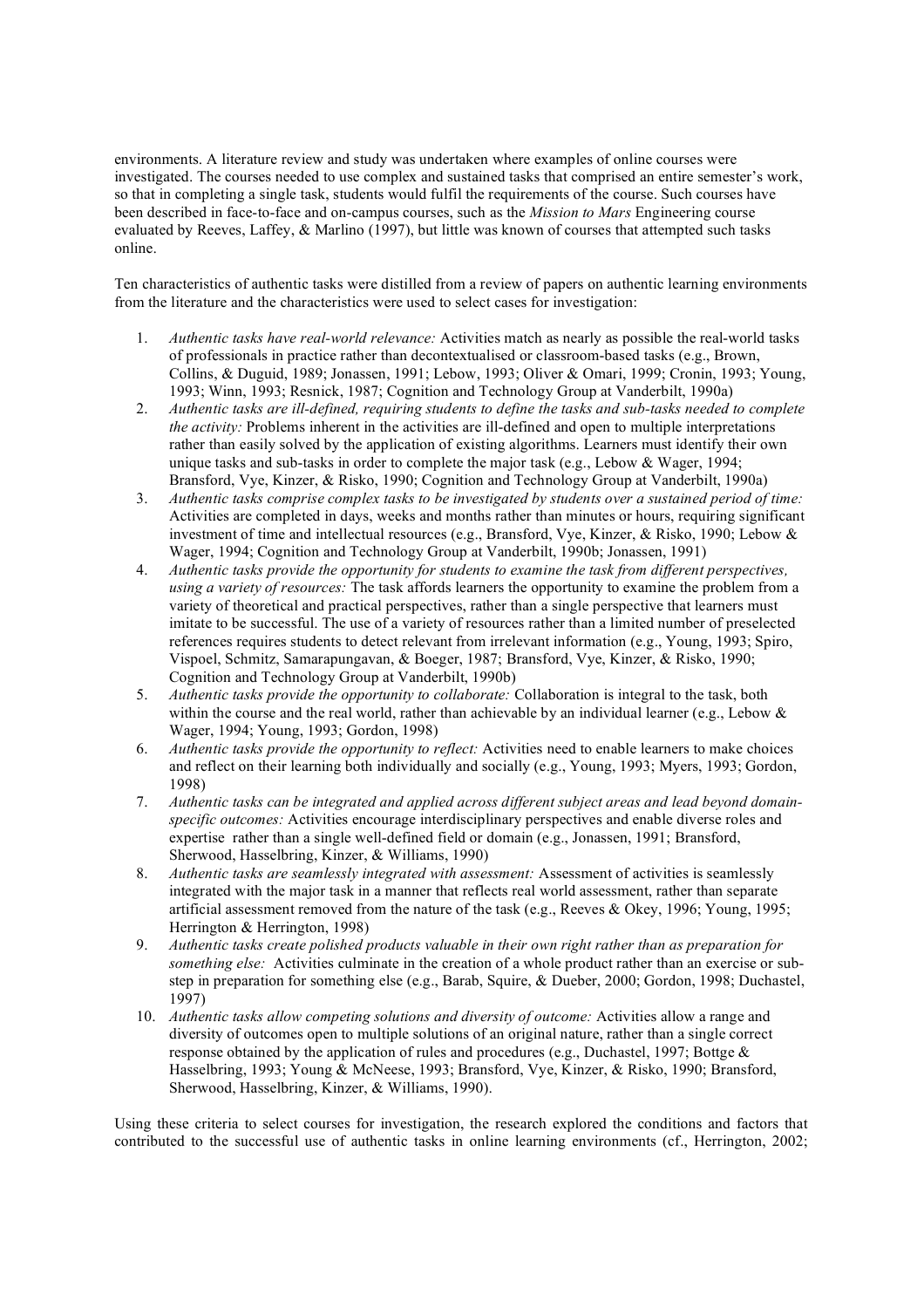environments. A literature review and study was undertaken where examples of online courses were investigated. The courses needed to use complex and sustained tasks that comprised an entire semester's work, so that in completing a single task, students would fulfil the requirements of the course. Such courses have been described in face-to-face and on-campus courses, such as the *Mission to Mars* Engineering course evaluated by Reeves, Laffey, & Marlino (1997), but little was known of courses that attempted such tasks online.

Ten characteristics of authentic tasks were distilled from a review of papers on authentic learning environments from the literature and the characteristics were used to select cases for investigation:

1. *Authentic tasks have real-world relevance:* Activities match as nearly as possible the real-world tasks of professionals in practice rather than decontextualised or classroom-based tasks (e.g., Brown, Collins, & Duguid, 1989; Jonassen, 1991; Lebow, 1993; Oliver & Omari, 1999; Cronin, 1993; Young, 1993; Winn, 1993; Resnick, 1987; Cognition and Technology Group at Vanderbilt, 1990a)
2. *Authentic tasks are ill-defined, requiring students to define the tasks and sub-tasks needed to complete the activity:* Problems inherent in the activities are ill-defined and open to multiple interpretations rather than easily solved by the application of existing algorithms. Learners must identify their own unique tasks and sub-tasks in order to complete the major task (e.g., Lebow & Wager, 1994; Bransford, Vye, Kinzer, & Risko, 1990; Cognition and Technology Group at Vanderbilt, 1990a)
3. *Authentic tasks comprise complex tasks to be investigated by students over a sustained period of time:* Activities are completed in days, weeks and months rather than minutes or hours, requiring significant investment of time and intellectual resources (e.g., Bransford, Vye, Kinzer, & Risko, 1990; Lebow & Wager, 1994; Cognition and Technology Group at Vanderbilt, 1990b; Jonassen, 1991)
4. *Authentic tasks provide the opportunity for students to examine the task from different perspectives, using a variety of resources:* The task affords learners the opportunity to examine the problem from a variety of theoretical and practical perspectives, rather than a single perspective that learners must imitate to be successful. The use of a variety of resources rather than a limited number of preselected references requires students to detect relevant from irrelevant information (e.g., Young, 1993; Spiro, Vispoel, Schmitz, Samarapungavan, & Boeger, 1987; Bransford, Vye, Kinzer, & Risko, 1990; Cognition and Technology Group at Vanderbilt, 1990b)
5. *Authentic tasks provide the opportunity to collaborate:* Collaboration is integral to the task, both within the course and the real world, rather than achievable by an individual learner (e.g., Lebow & Wager, 1994; Young, 1993; Gordon, 1998)
6. *Authentic tasks provide the opportunity to reflect:* Activities need to enable learners to make choices and reflect on their learning both individually and socially (e.g., Young, 1993; Myers, 1993; Gordon, 1998)
7. *Authentic tasks can be integrated and applied across different subject areas and lead beyond domain-specific outcomes:* Activities encourage interdisciplinary perspectives and enable diverse roles and expertise rather than a single well-defined field or domain (e.g., Jonassen, 1991; Bransford, Sherwood, Hasselbring, Kinzer, & Williams, 1990)
8. *Authentic tasks are seamlessly integrated with assessment:* Assessment of activities is seamlessly integrated with the major task in a manner that reflects real world assessment, rather than separate artificial assessment removed from the nature of the task (e.g., Reeves & Okey, 1996; Young, 1995; Herrington & Herrington, 1998)
9. *Authentic tasks create polished products valuable in their own right rather than as preparation for something else:* Activities culminate in the creation of a whole product rather than an exercise or sub-step in preparation for something else (e.g., Barab, Squire, & Dueber, 2000; Gordon, 1998; Duchastel, 1997)
10. *Authentic tasks allow competing solutions and diversity of outcome:* Activities allow a range and diversity of outcomes open to multiple solutions of an original nature, rather than a single correct response obtained by the application of rules and procedures (e.g., Duchastel, 1997; Bottge & Hasselbring, 1993; Young & McNeese, 1993; Bransford, Vye, Kinzer, & Risko, 1990; Bransford, Sherwood, Hasselbring, Kinzer, & Williams, 1990).

Using these criteria to select courses for investigation, the research explored the conditions and factors that contributed to the successful use of authentic tasks in online learning environments (cf., Herrington, 2002;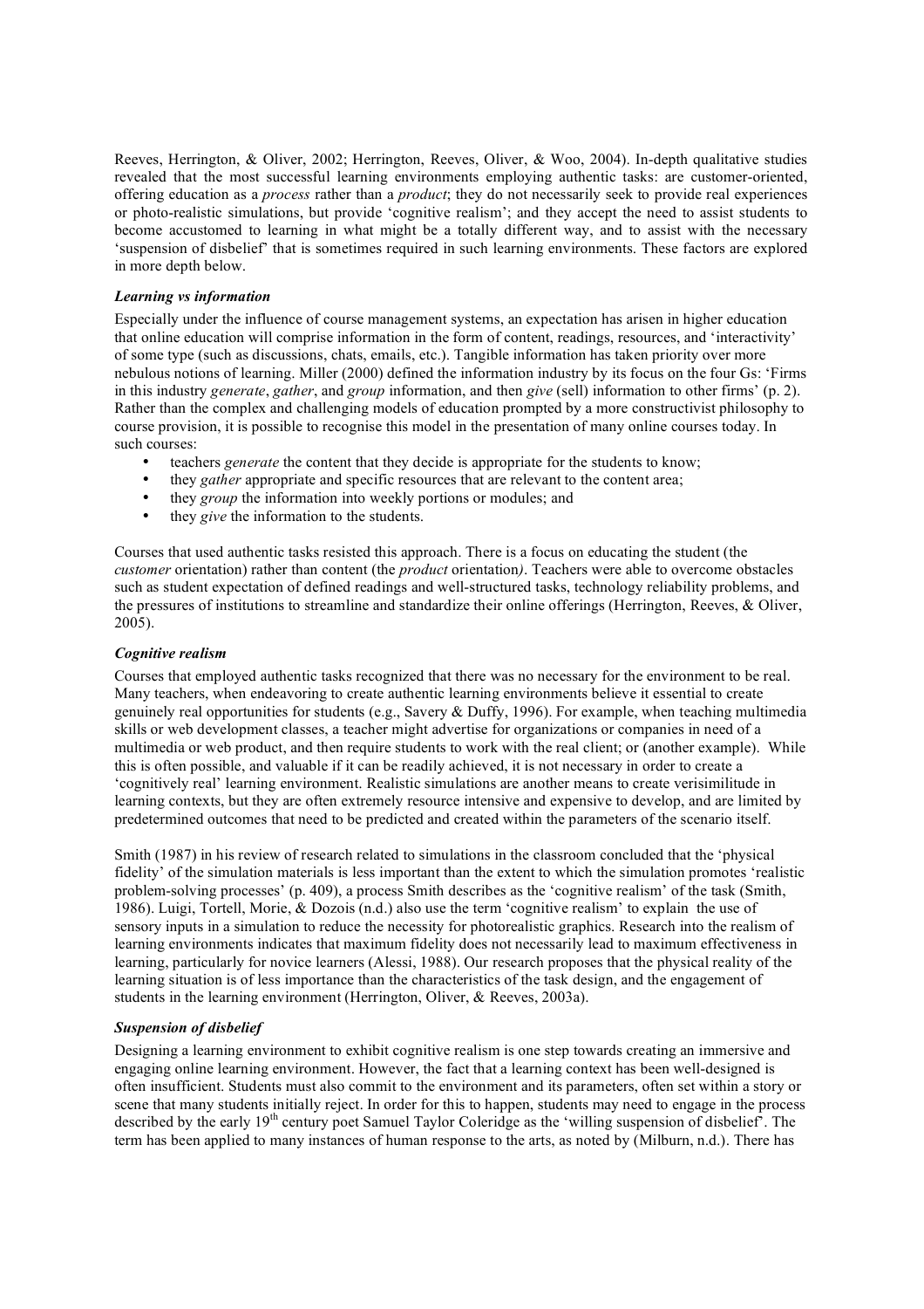Reeves, Herrington, & Oliver, 2002; Herrington, Reeves, Oliver, & Woo, 2004). In-depth qualitative studies revealed that the most successful learning environments employing authentic tasks: are customer-oriented, offering education as a *process* rather than a *product*; they do not necessarily seek to provide real experiences or photo-realistic simulations, but provide 'cognitive realism'; and they accept the need to assist students to become accustomed to learning in what might be a totally different way, and to assist with the necessary 'suspension of disbelief' that is sometimes required in such learning environments. These factors are explored in more depth below.

### *Learning vs information*

Especially under the influence of course management systems, an expectation has arisen in higher education that online education will comprise information in the form of content, readings, resources, and 'interactivity' of some type (such as discussions, chats, emails, etc.). Tangible information has taken priority over more nebulous notions of learning. Miller (2000) defined the information industry by its focus on the four Gs: 'Firms in this industry *generate*, *gather*, and *group* information, and then *give* (sell) information to other firms' (p. 2). Rather than the complex and challenging models of education prompted by a more constructivist philosophy to course provision, it is possible to recognise this model in the presentation of many online courses today. In such courses:

- teachers *generate* the content that they decide is appropriate for the students to know;
- they *gather* appropriate and specific resources that are relevant to the content area;
- they *group* the information into weekly portions or modules; and
- they *give* the information to the students.

Courses that used authentic tasks resisted this approach. There is a focus on educating the student (the *customer* orientation) rather than content (the *product* orientation*)*. Teachers were able to overcome obstacles such as student expectation of defined readings and well-structured tasks, technology reliability problems, and the pressures of institutions to streamline and standardize their online offerings (Herrington, Reeves, & Oliver, 2005).

### *Cognitive realism*

Courses that employed authentic tasks recognized that there was no necessary for the environment to be real. Many teachers, when endeavoring to create authentic learning environments believe it essential to create genuinely real opportunities for students (e.g., Savery & Duffy, 1996). For example, when teaching multimedia skills or web development classes, a teacher might advertise for organizations or companies in need of a multimedia or web product, and then require students to work with the real client; or (another example). While this is often possible, and valuable if it can be readily achieved, it is not necessary in order to create a 'cognitively real' learning environment. Realistic simulations are another means to create verisimilitude in learning contexts, but they are often extremely resource intensive and expensive to develop, and are limited by predetermined outcomes that need to be predicted and created within the parameters of the scenario itself.

Smith (1987) in his review of research related to simulations in the classroom concluded that the 'physical fidelity' of the simulation materials is less important than the extent to which the simulation promotes 'realistic problem-solving processes' (p. 409), a process Smith describes as the 'cognitive realism' of the task (Smith, 1986). Luigi, Tortell, Morie, & Dozois (n.d.) also use the term 'cognitive realism' to explain the use of sensory inputs in a simulation to reduce the necessity for photorealistic graphics. Research into the realism of learning environments indicates that maximum fidelity does not necessarily lead to maximum effectiveness in learning, particularly for novice learners (Alessi, 1988). Our research proposes that the physical reality of the learning situation is of less importance than the characteristics of the task design, and the engagement of students in the learning environment (Herrington, Oliver, & Reeves, 2003a).

### *Suspension of disbelief*

Designing a learning environment to exhibit cognitive realism is one step towards creating an immersive and engaging online learning environment. However, the fact that a learning context has been well-designed is often insufficient. Students must also commit to the environment and its parameters, often set within a story or scene that many students initially reject. In order for this to happen, students may need to engage in the process described by the early 19th century poet Samuel Taylor Coleridge as the 'willing suspension of disbelief'. The term has been applied to many instances of human response to the arts, as noted by (Milburn, n.d.). There has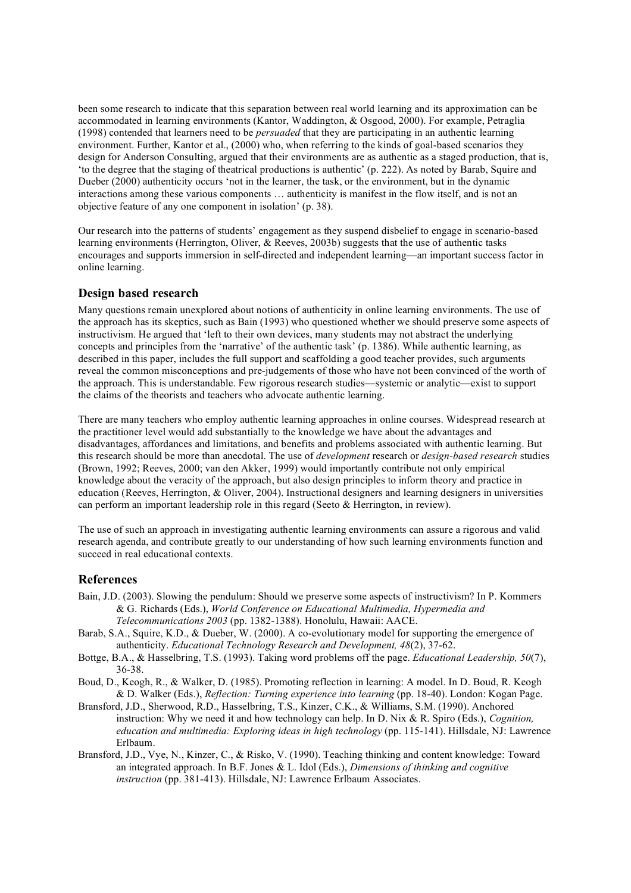been some research to indicate that this separation between real world learning and its approximation can be accommodated in learning environments (Kantor, Waddington, & Osgood, 2000). For example, Petraglia (1998) contended that learners need to be *persuaded* that they are participating in an authentic learning environment. Further, Kantor et al., (2000) who, when referring to the kinds of goal-based scenarios they design for Anderson Consulting, argued that their environments are as authentic as a staged production, that is, 'to the degree that the staging of theatrical productions is authentic' (p. 222). As noted by Barab, Squire and Dueber (2000) authenticity occurs 'not in the learner, the task, or the environment, but in the dynamic interactions among these various components … authenticity is manifest in the flow itself, and is not an objective feature of any one component in isolation' (p. 38).

Our research into the patterns of students' engagement as they suspend disbelief to engage in scenario-based learning environments (Herrington, Oliver, & Reeves, 2003b) suggests that the use of authentic tasks encourages and supports immersion in self-directed and independent learning—an important success factor in online learning.

## Design based research

Many questions remain unexplored about notions of authenticity in online learning environments. The use of the approach has its skeptics, such as Bain (1993) who questioned whether we should preserve some aspects of instructivism. He argued that 'left to their own devices, many students may not abstract the underlying concepts and principles from the 'narrative' of the authentic task' (p. 1386). While authentic learning, as described in this paper, includes the full support and scaffolding a good teacher provides, such arguments reveal the common misconceptions and pre-judgements of those who have not been convinced of the worth of the approach. This is understandable. Few rigorous research studies—systemic or analytic—exist to support the claims of the theorists and teachers who advocate authentic learning.

There are many teachers who employ authentic learning approaches in online courses. Widespread research at the practitioner level would add substantially to the knowledge we have about the advantages and disadvantages, affordances and limitations, and benefits and problems associated with authentic learning. But this research should be more than anecdotal. The use of *development* research or *design-based research* studies (Brown, 1992; Reeves, 2000; van den Akker, 1999) would importantly contribute not only empirical knowledge about the veracity of the approach, but also design principles to inform theory and practice in education (Reeves, Herrington, & Oliver, 2004). Instructional designers and learning designers in universities can perform an important leadership role in this regard (Seeto & Herrington, in review).

The use of such an approach in investigating authentic learning environments can assure a rigorous and valid research agenda, and contribute greatly to our understanding of how such learning environments function and succeed in real educational contexts.

## References

Bain, J.D. (2003). Slowing the pendulum: Should we preserve some aspects of instructivism? In P. Kommers & G. Richards (Eds.), *World Conference on Educational Multimedia, Hypermedia and Telecommunications 2003* (pp. 1382-1388). Honolulu, Hawaii: AACE.

Barab, S.A., Squire, K.D., & Dueber, W. (2000). A co-evolutionary model for supporting the emergence of authenticity. *Educational Technology Research and Development, 48*(2), 37-62.

Bottge, B.A., & Hasselbring, T.S. (1993). Taking word problems off the page. *Educational Leadership, 50*(7), 36-38.

Boud, D., Keogh, R., & Walker, D. (1985). Promoting reflection in learning: A model. In D. Boud, R. Keogh & D. Walker (Eds.), *Reflection: Turning experience into learning* (pp. 18-40). London: Kogan Page.

Bransford, J.D., Sherwood, R.D., Hasselbring, T.S., Kinzer, C.K., & Williams, S.M. (1990). Anchored instruction: Why we need it and how technology can help. In D. Nix & R. Spiro (Eds.), *Cognition, education and multimedia: Exploring ideas in high technology* (pp. 115-141). Hillsdale, NJ: Lawrence Erlbaum.

Bransford, J.D., Vye, N., Kinzer, C., & Risko, V. (1990). Teaching thinking and content knowledge: Toward an integrated approach. In B.F. Jones & L. Idol (Eds.), *Dimensions of thinking and cognitive instruction* (pp. 381-413). Hillsdale, NJ: Lawrence Erlbaum Associates.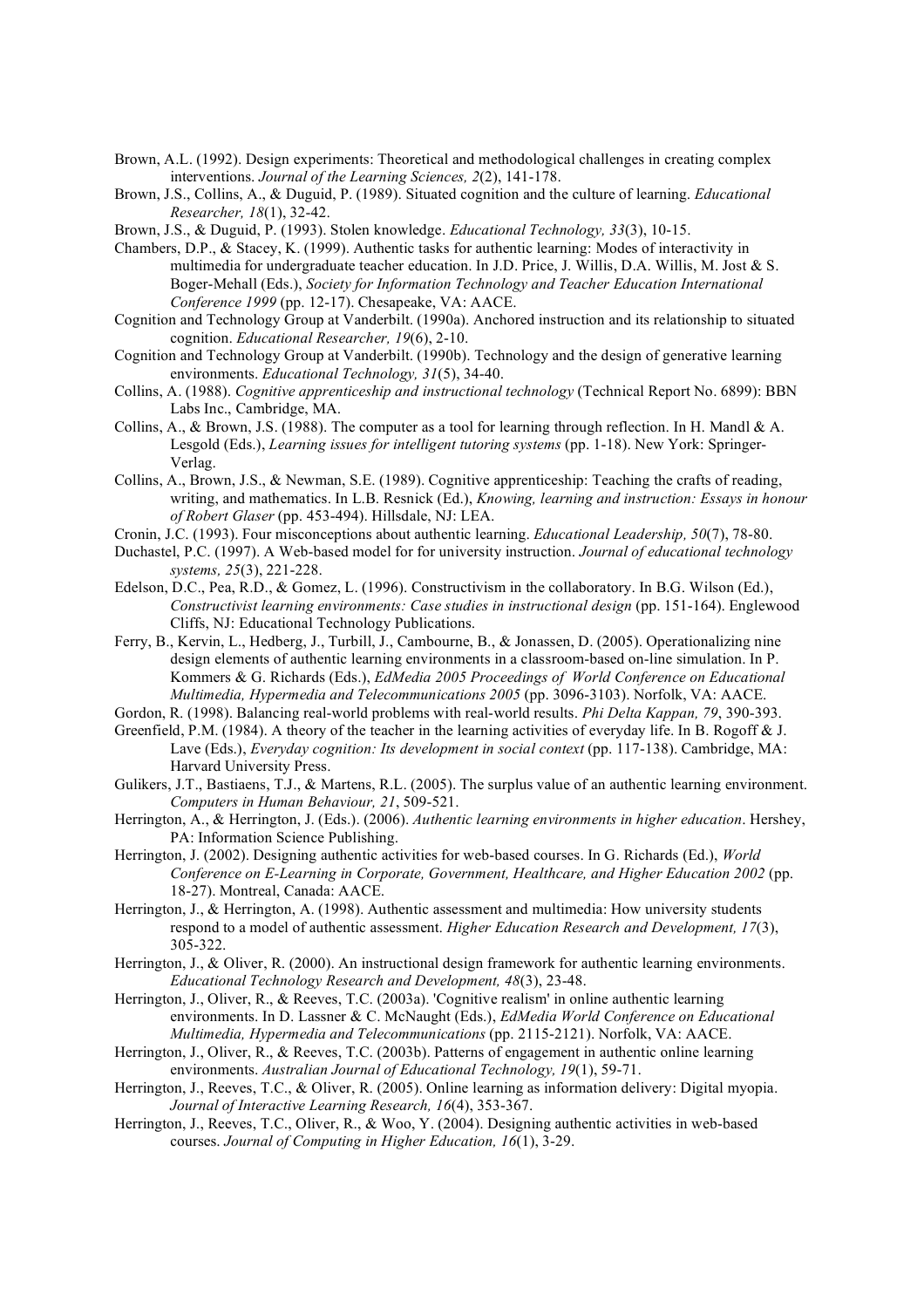Brown, A.L. (1992). Design experiments: Theoretical and methodological challenges in creating complex interventions. *Journal of the Learning Sciences, 2*(2), 141-178.

Brown, J.S., Collins, A., & Duguid, P. (1989). Situated cognition and the culture of learning. *Educational Researcher, 18*(1), 32-42.

Brown, J.S., & Duguid, P. (1993). Stolen knowledge. *Educational Technology, 33*(3), 10-15.

Chambers, D.P., & Stacey, K. (1999). Authentic tasks for authentic learning: Modes of interactivity in multimedia for undergraduate teacher education. In J.D. Price, J. Willis, D.A. Willis, M. Jost & S. Boger-Mehall (Eds.), *Society for Information Technology and Teacher Education International Conference 1999* (pp. 12-17). Chesapeake, VA: AACE.

Cognition and Technology Group at Vanderbilt. (1990a). Anchored instruction and its relationship to situated cognition. *Educational Researcher, 19*(6), 2-10.

Cognition and Technology Group at Vanderbilt. (1990b). Technology and the design of generative learning environments. *Educational Technology, 31*(5), 34-40.

Collins, A. (1988). *Cognitive apprenticeship and instructional technology* (Technical Report No. 6899): BBN Labs Inc., Cambridge, MA.

Collins, A., & Brown, J.S. (1988). The computer as a tool for learning through reflection. In H. Mandl & A. Lesgold (Eds.), *Learning issues for intelligent tutoring systems* (pp. 1-18). New York: Springer-Verlag.

Collins, A., Brown, J.S., & Newman, S.E. (1989). Cognitive apprenticeship: Teaching the crafts of reading, writing, and mathematics. In L.B. Resnick (Ed.), *Knowing, learning and instruction: Essays in honour of Robert Glaser* (pp. 453-494). Hillsdale, NJ: LEA.

Cronin, J.C. (1993). Four misconceptions about authentic learning. *Educational Leadership, 50*(7), 78-80.

Duchastel, P.C. (1997). A Web-based model for for university instruction. *Journal of educational technology systems, 25*(3), 221-228.

Edelson, D.C., Pea, R.D., & Gomez, L. (1996). Constructivism in the collaboratory. In B.G. Wilson (Ed.), *Constructivist learning environments: Case studies in instructional design* (pp. 151-164). Englewood Cliffs, NJ: Educational Technology Publications.

Ferry, B., Kervin, L., Hedberg, J., Turbill, J., Cambourne, B., & Jonassen, D. (2005). Operationalizing nine design elements of authentic learning environments in a classroom-based on-line simulation. In P. Kommers & G. Richards (Eds.), *EdMedia 2005 Proceedings of World Conference on Educational Multimedia, Hypermedia and Telecommunications 2005* (pp. 3096-3103). Norfolk, VA: AACE.

Gordon, R. (1998). Balancing real-world problems with real-world results. *Phi Delta Kappan, 79*, 390-393.

Greenfield, P.M. (1984). A theory of the teacher in the learning activities of everyday life. In B. Rogoff & J. Lave (Eds.), *Everyday cognition: Its development in social context* (pp. 117-138). Cambridge, MA: Harvard University Press.

Gulikers, J.T., Bastiaens, T.J., & Martens, R.L. (2005). The surplus value of an authentic learning environment. *Computers in Human Behaviour, 21*, 509-521.

Herrington, A., & Herrington, J. (Eds.). (2006). *Authentic learning environments in higher education*. Hershey, PA: Information Science Publishing.

Herrington, J. (2002). Designing authentic activities for web-based courses. In G. Richards (Ed.), *World Conference on E-Learning in Corporate, Government, Healthcare, and Higher Education 2002* (pp. 18-27). Montreal, Canada: AACE.

Herrington, J., & Herrington, A. (1998). Authentic assessment and multimedia: How university students respond to a model of authentic assessment. *Higher Education Research and Development, 17*(3), 305-322.

Herrington, J., & Oliver, R. (2000). An instructional design framework for authentic learning environments. *Educational Technology Research and Development, 48*(3), 23-48.

Herrington, J., Oliver, R., & Reeves, T.C. (2003a). 'Cognitive realism' in online authentic learning environments. In D. Lassner & C. McNaught (Eds.), *EdMedia World Conference on Educational Multimedia, Hypermedia and Telecommunications* (pp. 2115-2121). Norfolk, VA: AACE.

Herrington, J., Oliver, R., & Reeves, T.C. (2003b). Patterns of engagement in authentic online learning environments. *Australian Journal of Educational Technology, 19*(1), 59-71.

Herrington, J., Reeves, T.C., & Oliver, R. (2005). Online learning as information delivery: Digital myopia. *Journal of Interactive Learning Research, 16*(4), 353-367.

Herrington, J., Reeves, T.C., Oliver, R., & Woo, Y. (2004). Designing authentic activities in web-based courses. *Journal of Computing in Higher Education, 16*(1), 3-29.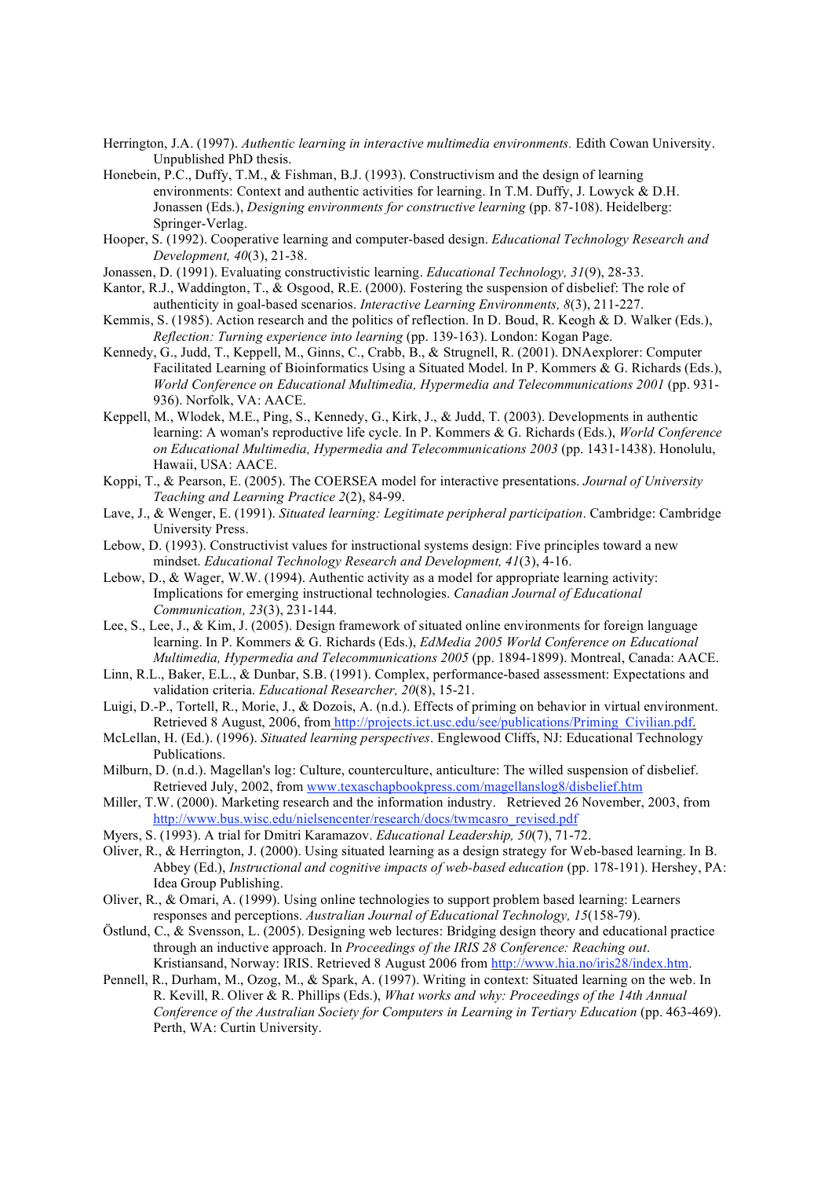Herrington, J.A. (1997). *Authentic learning in interactive multimedia environments.* Edith Cowan University. Unpublished PhD thesis.

Honebein, P.C., Duffy, T.M., & Fishman, B.J. (1993). Constructivism and the design of learning environments: Context and authentic activities for learning. In T.M. Duffy, J. Lowyck & D.H. Jonassen (Eds.), *Designing environments for constructive learning* (pp. 87-108). Heidelberg: Springer-Verlag.

Hooper, S. (1992). Cooperative learning and computer-based design. *Educational Technology Research and Development, 40*(3), 21-38.

Jonassen, D. (1991). Evaluating constructivistic learning. *Educational Technology, 31*(9), 28-33.

Kantor, R.J., Waddington, T., & Osgood, R.E. (2000). Fostering the suspension of disbelief: The role of authenticity in goal-based scenarios. *Interactive Learning Environments, 8*(3), 211-227.

Kemmis, S. (1985). Action research and the politics of reflection. In D. Boud, R. Keogh & D. Walker (Eds.), *Reflection: Turning experience into learning* (pp. 139-163). London: Kogan Page.

Kennedy, G., Judd, T., Keppell, M., Ginns, C., Crabb, B., & Strugnell, R. (2001). DNAexplorer: Computer Facilitated Learning of Bioinformatics Using a Situated Model. In P. Kommers & G. Richards (Eds.), *World Conference on Educational Multimedia, Hypermedia and Telecommunications 2001* (pp. 931-936). Norfolk, VA: AACE.

Keppell, M., Wlodek, M.E., Ping, S., Kennedy, G., Kirk, J., & Judd, T. (2003). Developments in authentic learning: A woman's reproductive life cycle. In P. Kommers & G. Richards (Eds.), *World Conference on Educational Multimedia, Hypermedia and Telecommunications 2003* (pp. 1431-1438). Honolulu, Hawaii, USA: AACE.

Koppi, T., & Pearson, E. (2005). The COERSEA model for interactive presentations. *Journal of University Teaching and Learning Practice 2*(2), 84-99.

Lave, J., & Wenger, E. (1991). *Situated learning: Legitimate peripheral participation*. Cambridge: Cambridge University Press.

Lebow, D. (1993). Constructivist values for instructional systems design: Five principles toward a new mindset. *Educational Technology Research and Development, 41*(3), 4-16.

Lebow, D., & Wager, W.W. (1994). Authentic activity as a model for appropriate learning activity: Implications for emerging instructional technologies. *Canadian Journal of Educational Communication, 23*(3), 231-144.

Lee, S., Lee, J., & Kim, J. (2005). Design framework of situated online environments for foreign language learning. In P. Kommers & G. Richards (Eds.), *EdMedia 2005 World Conference on Educational Multimedia, Hypermedia and Telecommunications 2005* (pp. 1894-1899). Montreal, Canada: AACE.

Linn, R.L., Baker, E.L., & Dunbar, S.B. (1991). Complex, performance-based assessment: Expectations and validation criteria. *Educational Researcher, 20*(8), 15-21.

Luigi, D.-P., Tortell, R., Morie, J., & Dozois, A. (n.d.). Effects of priming on behavior in virtual environment. Retrieved 8 August, 2006, from http://projects.ict.usc.edu/see/publications/Priming_Civilian.pdf.

McLellan, H. (Ed.). (1996). *Situated learning perspectives*. Englewood Cliffs, NJ: Educational Technology Publications.

Milburn, D. (n.d.). Magellan's log: Culture, counterculture, anticulture: The willed suspension of disbelief. Retrieved July, 2002, from www.texaschapbookpress.com/magellanslog8/disbelief.htm

Miller, T.W. (2000). Marketing research and the information industry. Retrieved 26 November, 2003, from http://www.bus.wisc.edu/nielsencenter/research/docs/twmcasro_revised.pdf

Myers, S. (1993). A trial for Dmitri Karamazov. *Educational Leadership, 50*(7), 71-72.

Oliver, R., & Herrington, J. (2000). Using situated learning as a design strategy for Web-based learning. In B. Abbey (Ed.), *Instructional and cognitive impacts of web-based education* (pp. 178-191). Hershey, PA: Idea Group Publishing.

Oliver, R., & Omari, A. (1999). Using online technologies to support problem based learning: Learners responses and perceptions. *Australian Journal of Educational Technology, 15*(158-79).

Östlund, C., & Svensson, L. (2005). Designing web lectures: Bridging design theory and educational practice through an inductive approach. In *Proceedings of the IRIS 28 Conference: Reaching out*. Kristiansand, Norway: IRIS. Retrieved 8 August 2006 from http://www.hia.no/iris28/index.htm.

Pennell, R., Durham, M., Ozog, M., & Spark, A. (1997). Writing in context: Situated learning on the web. In R. Kevill, R. Oliver & R. Phillips (Eds.), *What works and why: Proceedings of the 14th Annual Conference of the Australian Society for Computers in Learning in Tertiary Education* (pp. 463-469). Perth, WA: Curtin University.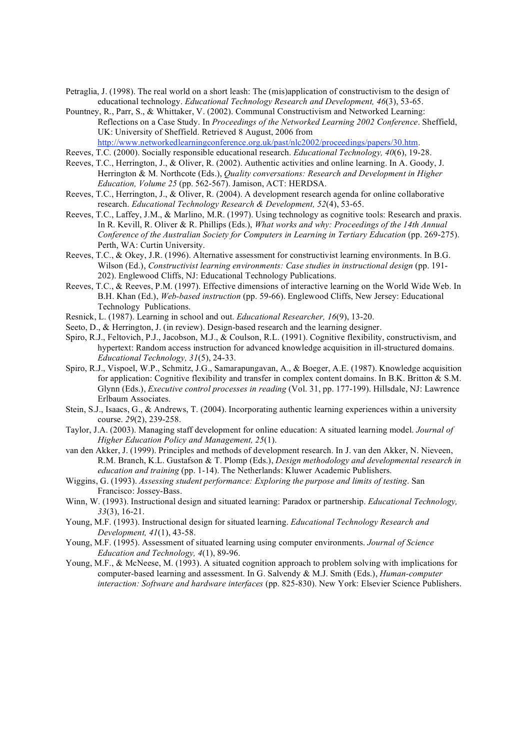Petraglia, J. (1998). The real world on a short leash: The (mis)application of constructivism to the design of educational technology. *Educational Technology Research and Development, 46*(3), 53-65.

Pountney, R., Parr, S., & Whittaker, V. (2002). Communal Constructivism and Networked Learning: Reflections on a Case Study. In *Proceedings of the Networked Learning 2002 Conference*. Sheffield, UK: University of Sheffield. Retrieved 8 August, 2006 from http://www.networkedlearningconference.org.uk/past/nlc2002/proceedings/papers/30.htm.

Reeves, T.C. (2000). Socially responsible educational research. *Educational Technology, 40*(6), 19-28.

Reeves, T.C., Herrington, J., & Oliver, R. (2002). Authentic activities and online learning. In A. Goody, J. Herrington & M. Northcote (Eds.), *Quality conversations: Research and Development in Higher Education, Volume 25* (pp. 562-567). Jamison, ACT: HERDSA.

Reeves, T.C., Herrington, J., & Oliver, R. (2004). A development research agenda for online collaborative research. *Educational Technology Research & Development, 52*(4), 53-65.

Reeves, T.C., Laffey, J.M., & Marlino, M.R. (1997). Using technology as cognitive tools: Research and praxis. In R. Kevill, R. Oliver & R. Phillips (Eds.), *What works and why: Proceedings of the 14th Annual Conference of the Australian Society for Computers in Learning in Tertiary Education* (pp. 269-275). Perth, WA: Curtin University.

Reeves, T.C., & Okey, J.R. (1996). Alternative assessment for constructivist learning environments. In B.G. Wilson (Ed.), *Constructivist learning environments: Case studies in instructional design* (pp. 191-202). Englewood Cliffs, NJ: Educational Technology Publications.

Reeves, T.C., & Reeves, P.M. (1997). Effective dimensions of interactive learning on the World Wide Web. In B.H. Khan (Ed.), *Web-based instruction* (pp. 59-66). Englewood Cliffs, New Jersey: Educational Technology Publications.

Resnick, L. (1987). Learning in school and out. *Educational Researcher, 16*(9), 13-20.

Seeto, D., & Herrington, J. (in review). Design-based research and the learning designer.

Spiro, R.J., Feltovich, P.J., Jacobson, M.J., & Coulson, R.L. (1991). Cognitive flexibility, constructivism, and hypertext: Random access instruction for advanced knowledge acquisition in ill-structured domains. *Educational Technology, 31*(5), 24-33.

Spiro, R.J., Vispoel, W.P., Schmitz, J.G., Samarapungavan, A., & Boeger, A.E. (1987). Knowledge acquisition for application: Cognitive flexibility and transfer in complex content domains. In B.K. Britton & S.M. Glynn (Eds.), *Executive control processes in reading* (Vol. 31, pp. 177-199). Hillsdale, NJ: Lawrence Erlbaum Associates.

Stein, S.J., Isaacs, G., & Andrews, T. (2004). Incorporating authentic learning experiences within a university course. *29*(2), 239-258.

Taylor, J.A. (2003). Managing staff development for online education: A situated learning model. *Journal of Higher Education Policy and Management, 25*(1).

van den Akker, J. (1999). Principles and methods of development research. In J. van den Akker, N. Nieveen, R.M. Branch, K.L. Gustafson & T. Plomp (Eds.), *Design methodology and developmental research in education and training* (pp. 1-14). The Netherlands: Kluwer Academic Publishers.

Wiggins, G. (1993). *Assessing student performance: Exploring the purpose and limits of testing*. San Francisco: Jossey-Bass.

Winn, W. (1993). Instructional design and situated learning: Paradox or partnership. *Educational Technology, 33*(3), 16-21.

Young, M.F. (1993). Instructional design for situated learning. *Educational Technology Research and Development, 41*(1), 43-58.

Young, M.F. (1995). Assessment of situated learning using computer environments. *Journal of Science Education and Technology, 4*(1), 89-96.

Young, M.F., & McNeese, M. (1993). A situated cognition approach to problem solving with implications for computer-based learning and assessment. In G. Salvendy & M.J. Smith (Eds.), *Human-computer interaction: Software and hardware interfaces* (pp. 825-830). New York: Elsevier Science Publishers.